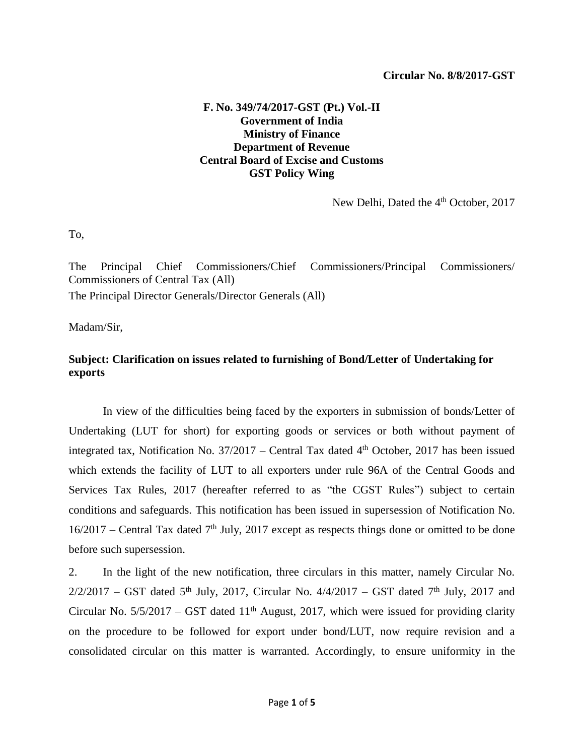**Circular No. 8/8/2017-GST**

**F. No. 349/74/2017-GST (Pt.) Vol.-II**
**Government of India**
**Ministry of Finance**
**Department of Revenue**
**Central Board of Excise and Customs**
**GST Policy Wing**

New Delhi, Dated the 4th October, 2017

To,

The Principal Chief Commissioners/Chief Commissioners/Principal Commissioners/ Commissioners of Central Tax (All)
The Principal Director Generals/Director Generals (All)

Madam/Sir,

**Subject: Clarification on issues related to furnishing of Bond/Letter of Undertaking for exports**

In view of the difficulties being faced by the exporters in submission of bonds/Letter of Undertaking (LUT for short) for exporting goods or services or both without payment of integrated tax, Notification No. 37/2017 – Central Tax dated 4th October, 2017 has been issued which extends the facility of LUT to all exporters under rule 96A of the Central Goods and Services Tax Rules, 2017 (hereafter referred to as "the CGST Rules") subject to certain conditions and safeguards. This notification has been issued in supersession of Notification No. 16/2017 – Central Tax dated 7th July, 2017 except as respects things done or omitted to be done before such supersession.

2. In the light of the new notification, three circulars in this matter, namely Circular No. 2/2/2017 – GST dated 5th July, 2017, Circular No. 4/4/2017 – GST dated 7th July, 2017 and Circular No. 5/5/2017 – GST dated 11th August, 2017, which were issued for providing clarity on the procedure to be followed for export under bond/LUT, now require revision and a consolidated circular on this matter is warranted. Accordingly, to ensure uniformity in the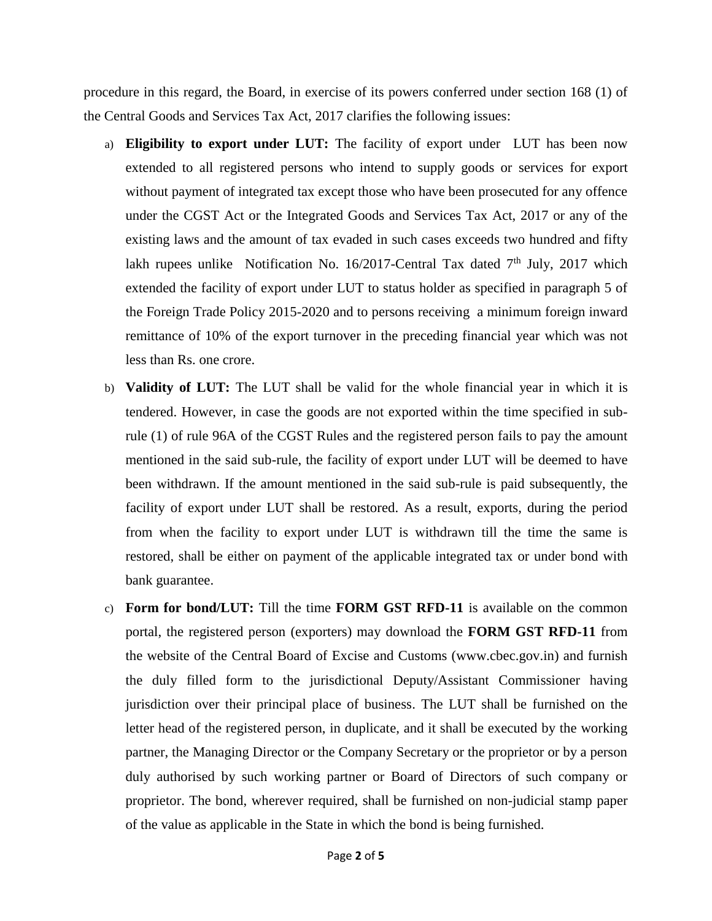procedure in this regard, the Board, in exercise of its powers conferred under section 168 (1) of the Central Goods and Services Tax Act, 2017 clarifies the following issues:

a) **Eligibility to export under LUT:** The facility of export under LUT has been now extended to all registered persons who intend to supply goods or services for export without payment of integrated tax except those who have been prosecuted for any offence under the CGST Act or the Integrated Goods and Services Tax Act, 2017 or any of the existing laws and the amount of tax evaded in such cases exceeds two hundred and fifty lakh rupees unlike Notification No. 16/2017-Central Tax dated 7th July, 2017 which extended the facility of export under LUT to status holder as specified in paragraph 5 of the Foreign Trade Policy 2015-2020 and to persons receiving a minimum foreign inward remittance of 10% of the export turnover in the preceding financial year which was not less than Rs. one crore.

b) **Validity of LUT:** The LUT shall be valid for the whole financial year in which it is tendered. However, in case the goods are not exported within the time specified in sub-rule (1) of rule 96A of the CGST Rules and the registered person fails to pay the amount mentioned in the said sub-rule, the facility of export under LUT will be deemed to have been withdrawn. If the amount mentioned in the said sub-rule is paid subsequently, the facility of export under LUT shall be restored. As a result, exports, during the period from when the facility to export under LUT is withdrawn till the time the same is restored, shall be either on payment of the applicable integrated tax or under bond with bank guarantee.

c) **Form for bond/LUT:** Till the time **FORM GST RFD-11** is available on the common portal, the registered person (exporters) may download the **FORM GST RFD-11** from the website of the Central Board of Excise and Customs (www.cbec.gov.in) and furnish the duly filled form to the jurisdictional Deputy/Assistant Commissioner having jurisdiction over their principal place of business. The LUT shall be furnished on the letter head of the registered person, in duplicate, and it shall be executed by the working partner, the Managing Director or the Company Secretary or the proprietor or by a person duly authorised by such working partner or Board of Directors of such company or proprietor. The bond, wherever required, shall be furnished on non-judicial stamp paper of the value as applicable in the State in which the bond is being furnished.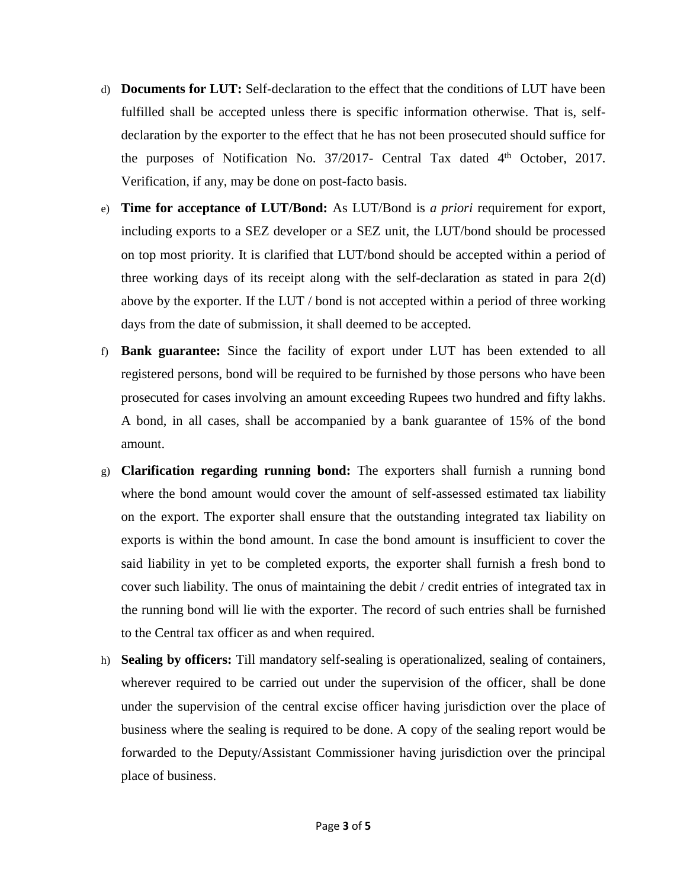d) **Documents for LUT:** Self-declaration to the effect that the conditions of LUT have been fulfilled shall be accepted unless there is specific information otherwise. That is, self-declaration by the exporter to the effect that he has not been prosecuted should suffice for the purposes of Notification No. 37/2017- Central Tax dated 4th October, 2017. Verification, if any, may be done on post-facto basis.

e) **Time for acceptance of LUT/Bond:** As LUT/Bond is *a priori* requirement for export, including exports to a SEZ developer or a SEZ unit, the LUT/bond should be processed on top most priority. It is clarified that LUT/bond should be accepted within a period of three working days of its receipt along with the self-declaration as stated in para 2(d) above by the exporter. If the LUT / bond is not accepted within a period of three working days from the date of submission, it shall deemed to be accepted.

f) **Bank guarantee:** Since the facility of export under LUT has been extended to all registered persons, bond will be required to be furnished by those persons who have been prosecuted for cases involving an amount exceeding Rupees two hundred and fifty lakhs. A bond, in all cases, shall be accompanied by a bank guarantee of 15% of the bond amount.

g) **Clarification regarding running bond:** The exporters shall furnish a running bond where the bond amount would cover the amount of self-assessed estimated tax liability on the export. The exporter shall ensure that the outstanding integrated tax liability on exports is within the bond amount. In case the bond amount is insufficient to cover the said liability in yet to be completed exports, the exporter shall furnish a fresh bond to cover such liability. The onus of maintaining the debit / credit entries of integrated tax in the running bond will lie with the exporter. The record of such entries shall be furnished to the Central tax officer as and when required.

h) **Sealing by officers:** Till mandatory self-sealing is operationalized, sealing of containers, wherever required to be carried out under the supervision of the officer, shall be done under the supervision of the central excise officer having jurisdiction over the place of business where the sealing is required to be done. A copy of the sealing report would be forwarded to the Deputy/Assistant Commissioner having jurisdiction over the principal place of business.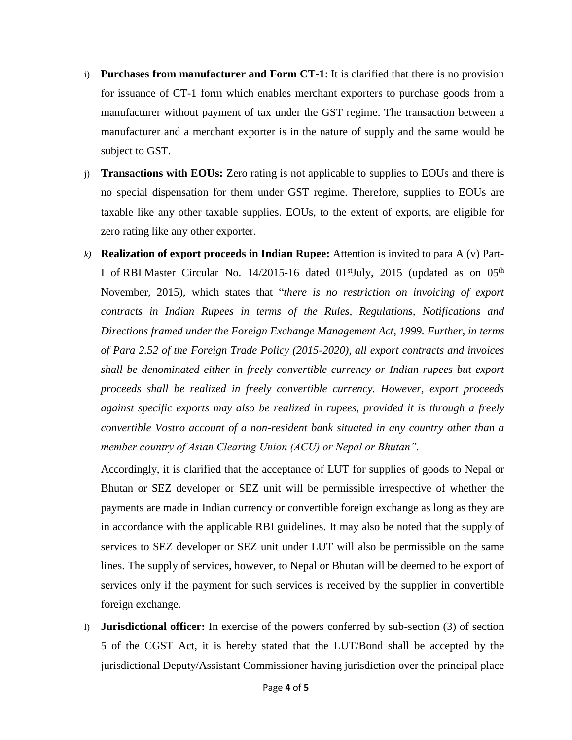i) **Purchases from manufacturer and Form CT-1**: It is clarified that there is no provision for issuance of CT-1 form which enables merchant exporters to purchase goods from a manufacturer without payment of tax under the GST regime. The transaction between a manufacturer and a merchant exporter is in the nature of supply and the same would be subject to GST.

j) **Transactions with EOUs:** Zero rating is not applicable to supplies to EOUs and there is no special dispensation for them under GST regime. Therefore, supplies to EOUs are taxable like any other taxable supplies. EOUs, to the extent of exports, are eligible for zero rating like any other exporter.

k) **Realization of export proceeds in Indian Rupee:** Attention is invited to para A (v) Part-I of RBI Master Circular No. 14/2015-16 dated 01st July, 2015 (updated as on 05th November, 2015), which states that "*there is no restriction on invoicing of export contracts in Indian Rupees in terms of the Rules, Regulations, Notifications and Directions framed under the Foreign Exchange Management Act, 1999. Further, in terms of Para 2.52 of the Foreign Trade Policy (2015-2020), all export contracts and invoices shall be denominated either in freely convertible currency or Indian rupees but export proceeds shall be realized in freely convertible currency. However, export proceeds against specific exports may also be realized in rupees, provided it is through a freely convertible Vostro account of a non-resident bank situated in any country other than a member country of Asian Clearing Union (ACU) or Nepal or Bhutan*".

   Accordingly, it is clarified that the acceptance of LUT for supplies of goods to Nepal or Bhutan or SEZ developer or SEZ unit will be permissible irrespective of whether the payments are made in Indian currency or convertible foreign exchange as long as they are in accordance with the applicable RBI guidelines. It may also be noted that the supply of services to SEZ developer or SEZ unit under LUT will also be permissible on the same lines. The supply of services, however, to Nepal or Bhutan will be deemed to be export of services only if the payment for such services is received by the supplier in convertible foreign exchange.

l) **Jurisdictional officer:** In exercise of the powers conferred by sub-section (3) of section 5 of the CGST Act, it is hereby stated that the LUT/Bond shall be accepted by the jurisdictional Deputy/Assistant Commissioner having jurisdiction over the principal place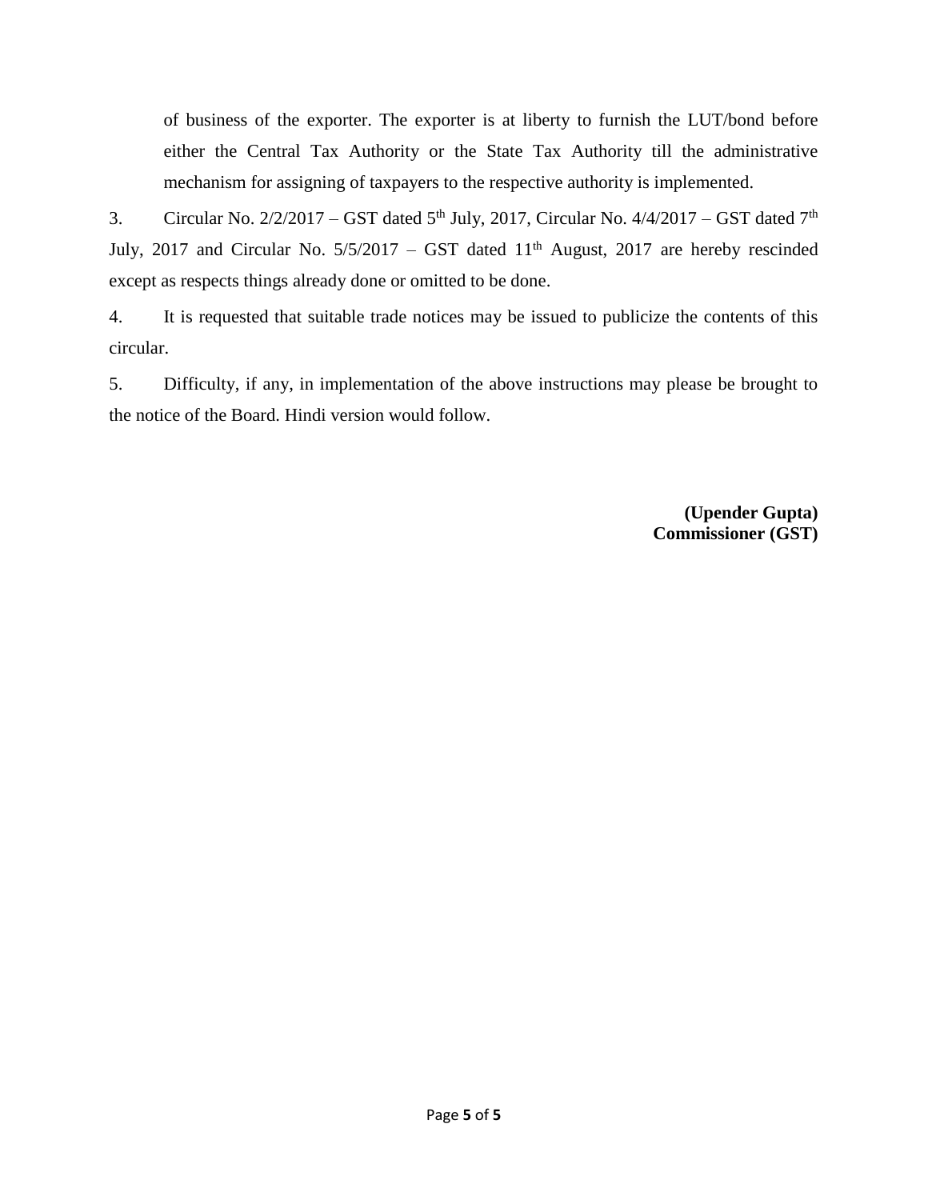of business of the exporter. The exporter is at liberty to furnish the LUT/bond before either the Central Tax Authority or the State Tax Authority till the administrative mechanism for assigning of taxpayers to the respective authority is implemented.

3. Circular No. 2/2/2017 – GST dated 5th July, 2017, Circular No. 4/4/2017 – GST dated 7th July, 2017 and Circular No. 5/5/2017 – GST dated 11th August, 2017 are hereby rescinded except as respects things already done or omitted to be done.

4. It is requested that suitable trade notices may be issued to publicize the contents of this circular.

5. Difficulty, if any, in implementation of the above instructions may please be brought to the notice of the Board. Hindi version would follow.

**(Upender Gupta)**
**Commissioner (GST)**